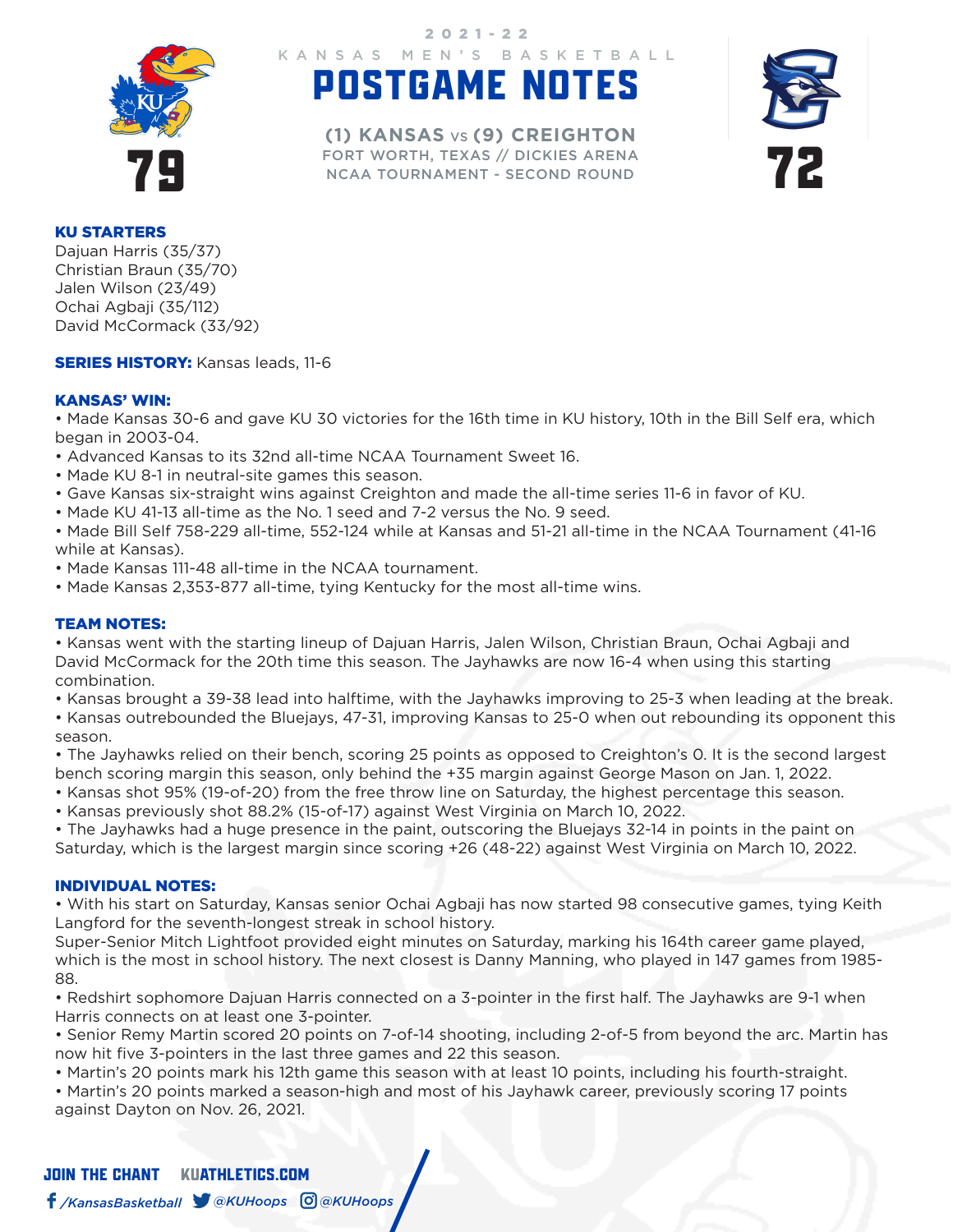2021-22

KANSAS MEN'S BASKETBALL

# POSTGAME NOTES

**(1) KANSAS vs (9) CREIGHTON**

FORT WORTH, TEXAS // DICKIES ARENA

NCAA TOURNAMENT - SECOND ROUND

**79** — **72**

**KU STARTERS**

Dajuan Harris (35/37)
Christian Braun (35/70)
Jalen Wilson (23/49)
Ochai Agbaji (35/112)
David McCormack (33/92)

**SERIES HISTORY:** Kansas leads, 11-6

**KANSAS' WIN:**

- Made Kansas 30-6 and gave KU 30 victories for the 16th time in KU history, 10th in the Bill Self era, which began in 2003-04.
- Advanced Kansas to its 32nd all-time NCAA Tournament Sweet 16.
- Made KU 8-1 in neutral-site games this season.
- Gave Kansas six-straight wins against Creighton and made the all-time series 11-6 in favor of KU.
- Made KU 41-13 all-time as the No. 1 seed and 7-2 versus the No. 9 seed.
- Made Bill Self 758-229 all-time, 552-124 while at Kansas and 51-21 all-time in the NCAA Tournament (41-16 while at Kansas).
- Made Kansas 111-48 all-time in the NCAA tournament.
- Made Kansas 2,353-877 all-time, tying Kentucky for the most all-time wins.

**TEAM NOTES:**

- Kansas went with the starting lineup of Dajuan Harris, Jalen Wilson, Christian Braun, Ochai Agbaji and David McCormack for the 20th time this season. The Jayhawks are now 16-4 when using this starting combination.
- Kansas brought a 39-38 lead into halftime, with the Jayhawks improving to 25-3 when leading at the break.
- Kansas outrebounded the Bluejays, 47-31, improving Kansas to 25-0 when out rebounding its opponent this season.
- The Jayhawks relied on their bench, scoring 25 points as opposed to Creighton's 0. It is the second largest bench scoring margin this season, only behind the +35 margin against George Mason on Jan. 1, 2022.
- Kansas shot 95% (19-of-20) from the free throw line on Saturday, the highest percentage this season.
- Kansas previously shot 88.2% (15-of-17) against West Virginia on March 10, 2022.
- The Jayhawks had a huge presence in the paint, outscoring the Bluejays 32-14 in points in the paint on Saturday, which is the largest margin since scoring +26 (48-22) against West Virginia on March 10, 2022.

**INDIVIDUAL NOTES:**

- With his start on Saturday, Kansas senior Ochai Agbaji has now started 98 consecutive games, tying Keith Langford for the seventh-longest streak in school history.

Super-Senior Mitch Lightfoot provided eight minutes on Saturday, marking his 164th career game played, which is the most in school history. The next closest is Danny Manning, who played in 147 games from 1985-88.

- Redshirt sophomore Dajuan Harris connected on a 3-pointer in the first half. The Jayhawks are 9-1 when Harris connects on at least one 3-pointer.
- Senior Remy Martin scored 20 points on 7-of-14 shooting, including 2-of-5 from beyond the arc. Martin has now hit five 3-pointers in the last three games and 22 this season.
- Martin's 20 points mark his 12th game this season with at least 10 points, including his fourth-straight.
- Martin's 20 points marked a season-high and most of his Jayhawk career, previously scoring 17 points against Dayton on Nov. 26, 2021.

JOIN THE CHANT KUATHLETICS.COM

/KansasBasketball @KUHoops @KUHoops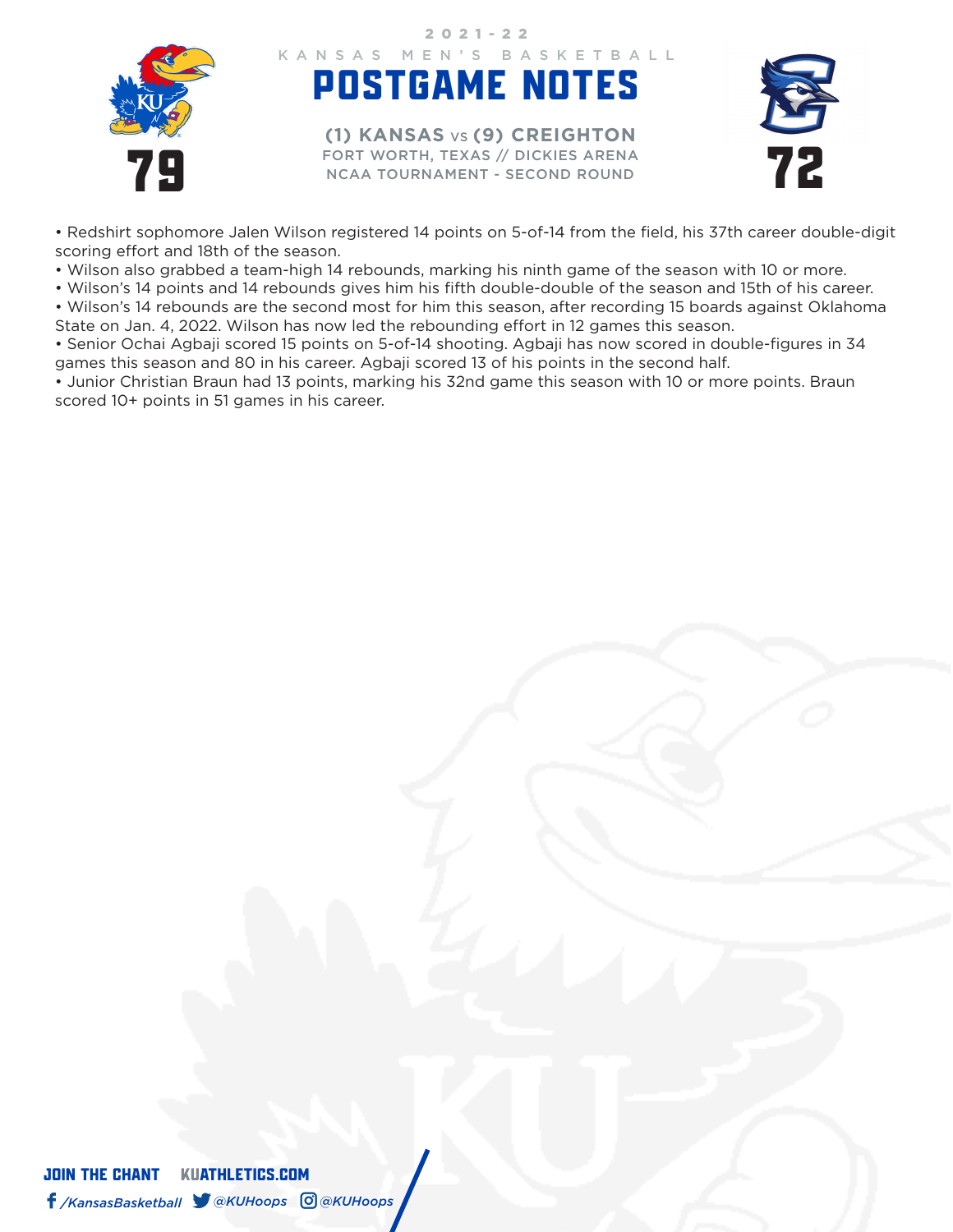2021-22

KANSAS MEN'S BASKETBALL

# POSTGAME NOTES

**(1) KANSAS vs (9) CREIGHTON**

FORT WORTH, TEXAS // DICKIES ARENA

NCAA TOURNAMENT - SECOND ROUND

79

72

- Redshirt sophomore Jalen Wilson registered 14 points on 5-of-14 from the field, his 37th career double-digit scoring effort and 18th of the season.
- Wilson also grabbed a team-high 14 rebounds, marking his ninth game of the season with 10 or more.
- Wilson's 14 points and 14 rebounds gives him his fifth double-double of the season and 15th of his career.
- Wilson's 14 rebounds are the second most for him this season, after recording 15 boards against Oklahoma State on Jan. 4, 2022. Wilson has now led the rebounding effort in 12 games this season.
- Senior Ochai Agbaji scored 15 points on 5-of-14 shooting. Agbaji has now scored in double-figures in 34 games this season and 80 in his career. Agbaji scored 13 of his points in the second half.
- Junior Christian Braun had 13 points, marking his 32nd game this season with 10 or more points. Braun scored 10+ points in 51 games in his career.

JOIN THE CHANT KUATHLETICS.COM

/KansasBasketball @KUHoops @KUHoops